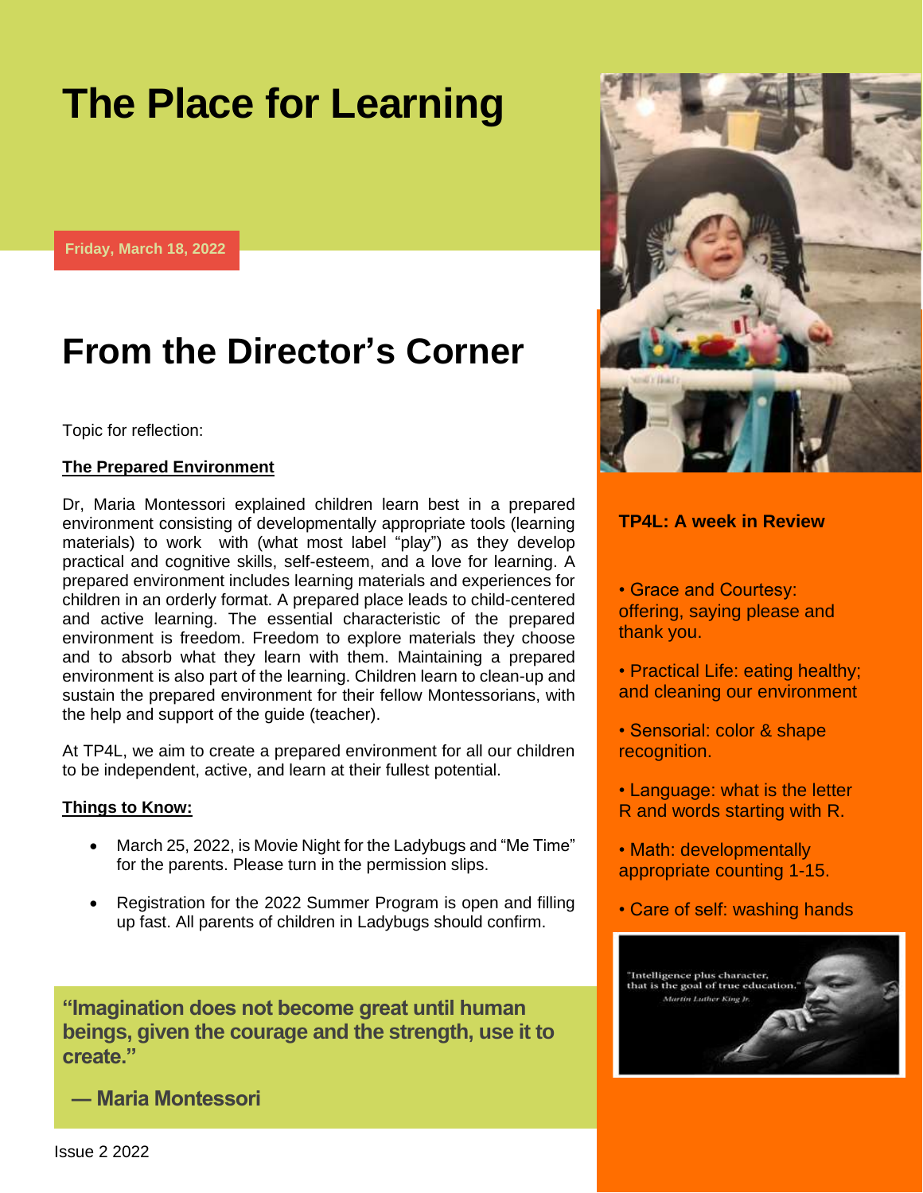# The Place for Learning

Friday, March 18, 2022

## From the Director's Corner

Topic for reflection:

**The Prepared Environment**

Dr, Maria Montessori explained children learn best in a prepared environment consisting of developmentally appropriate tools (learning materials) to work with (what most label "play") as they develop practical and cognitive skills, self-esteem, and a love for learning. A prepared environment includes learning materials and experiences for children in an orderly format. A prepared place leads to child-centered and active learning. The essential characteristic of the prepared environment is freedom. Freedom to explore materials they choose and to absorb what they learn with them. Maintaining a prepared environment is also part of the learning. Children learn to clean-up and sustain the prepared environment for their fellow Montessorians, with the help and support of the guide (teacher).

At TP4L, we aim to create a prepared environment for all our children to be independent, active, and learn at their fullest potential.

**Things to Know:**

- March 25, 2022, is Movie Night for the Ladybugs and "Me Time" for the parents. Please turn in the permission slips.
- Registration for the 2022 Summer Program is open and filling up fast. All parents of children in Ladybugs should confirm.

**"Imagination does not become great until human beings, given the courage and the strength, use it to create."**

**— Maria Montessori**

**TP4L: A week in Review**

- Grace and Courtesy: offering, saying please and thank you.
- Practical Life: eating healthy; and cleaning our environment
- Sensorial: color & shape recognition.
- Language: what is the letter R and words starting with R.
- Math: developmentally appropriate counting 1-15.
- Care of self: washing hands

"Intelligence plus character, that is the goal of true education."
*Martin Luther King Jr.*

Issue 2 2022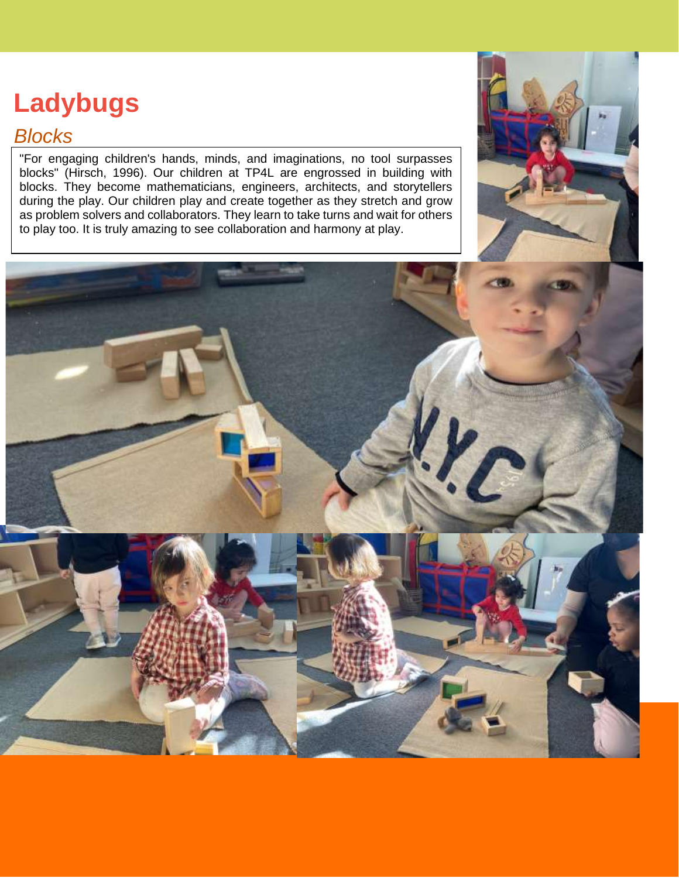# Ladybugs

## *Blocks*

"For engaging children's hands, minds, and imaginations, no tool surpasses blocks" (Hirsch, 1996). Our children at TP4L are engrossed in building with blocks. They become mathematicians, engineers, architects, and storytellers during the play. Our children play and create together as they stretch and grow as problem solvers and collaborators. They learn to take turns and wait for others to play too. It is truly amazing to see collaboration and harmony at play.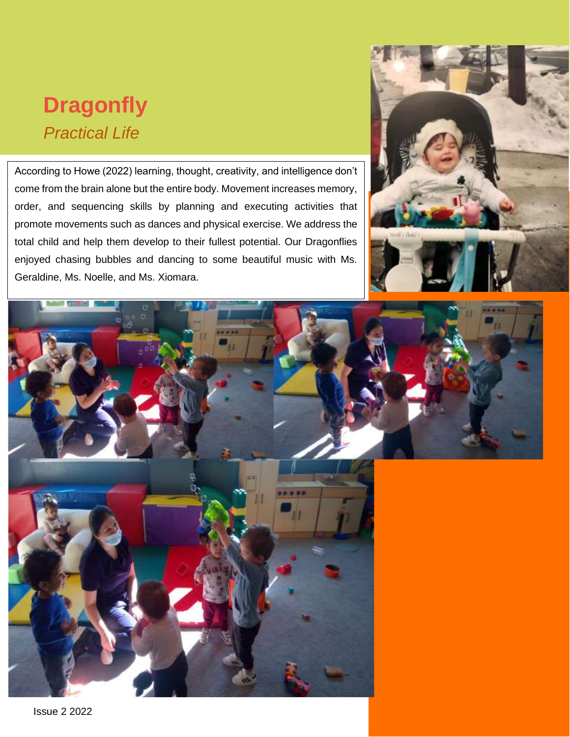# Dragonfly

*Practical Life*

According to Howe (2022) learning, thought, creativity, and intelligence don't come from the brain alone but the entire body. Movement increases memory, order, and sequencing skills by planning and executing activities that promote movements such as dances and physical exercise. We address the total child and help them develop to their fullest potential. Our Dragonflies enjoyed chasing bubbles and dancing to some beautiful music with Ms. Geraldine, Ms. Noelle, and Ms. Xiomara.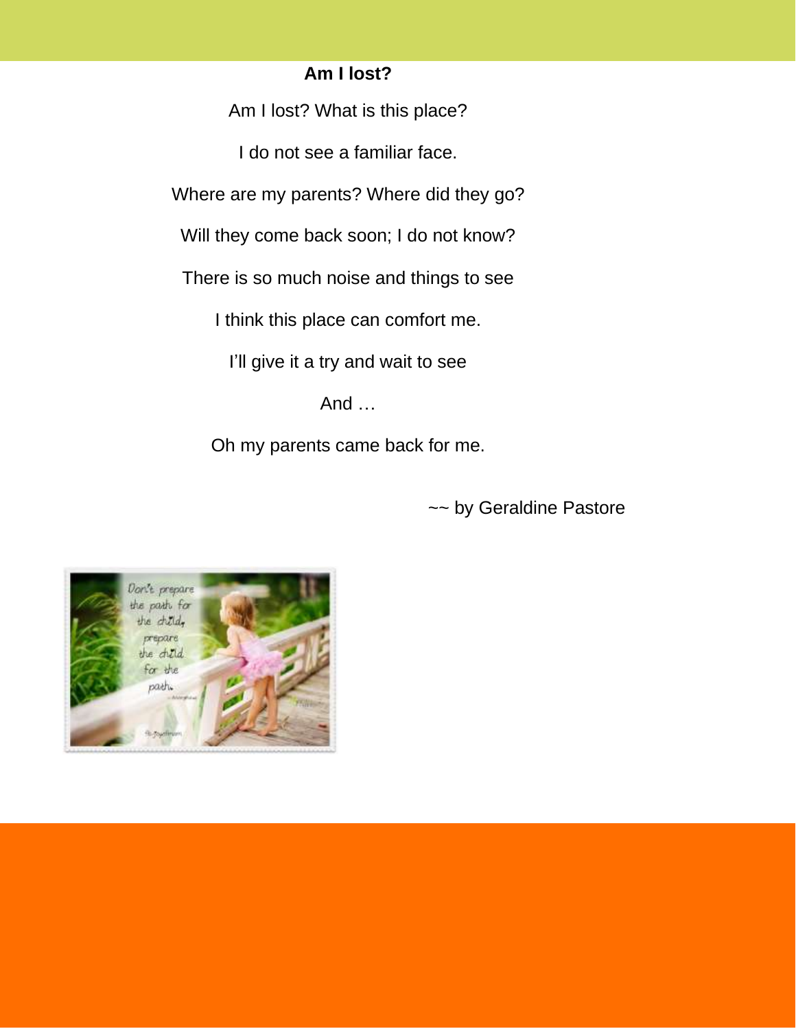**Am I lost?**

Am I lost? What is this place?

I do not see a familiar face.

Where are my parents? Where did they go?

Will they come back soon; I do not know?

There is so much noise and things to see

I think this place can comfort me.

I'll give it a try and wait to see

And …

Oh my parents came back for me.

~~ by Geraldine Pastore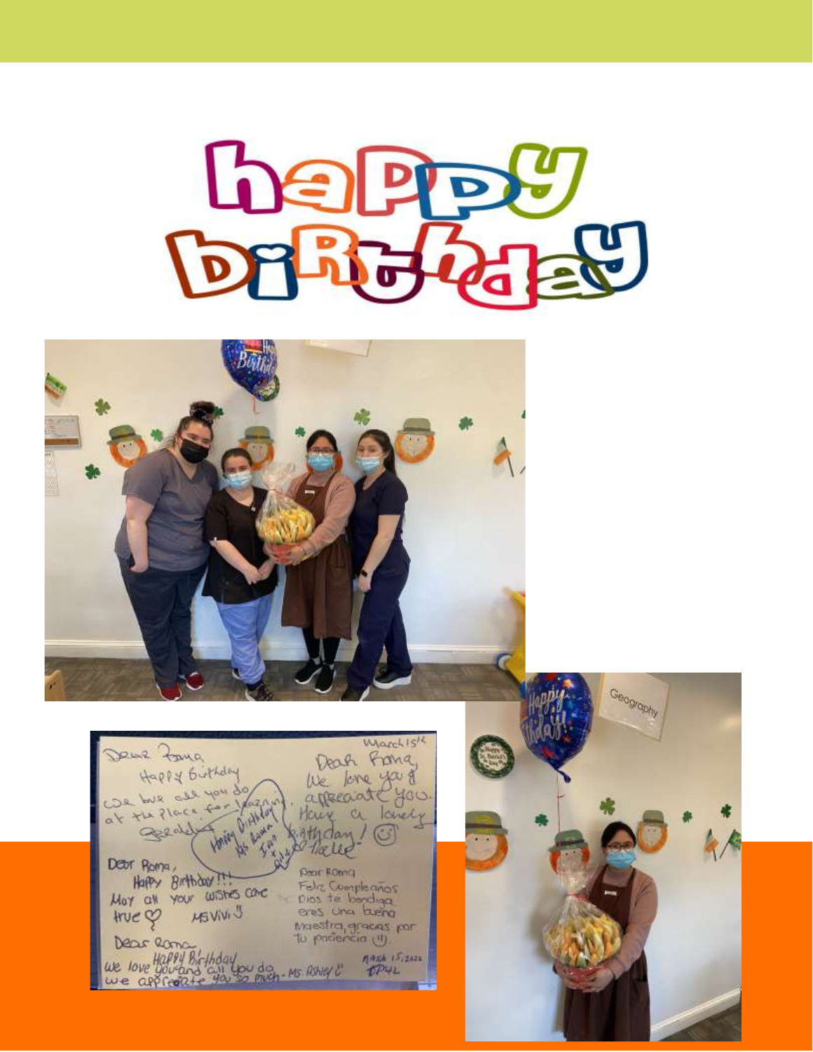# happy birthday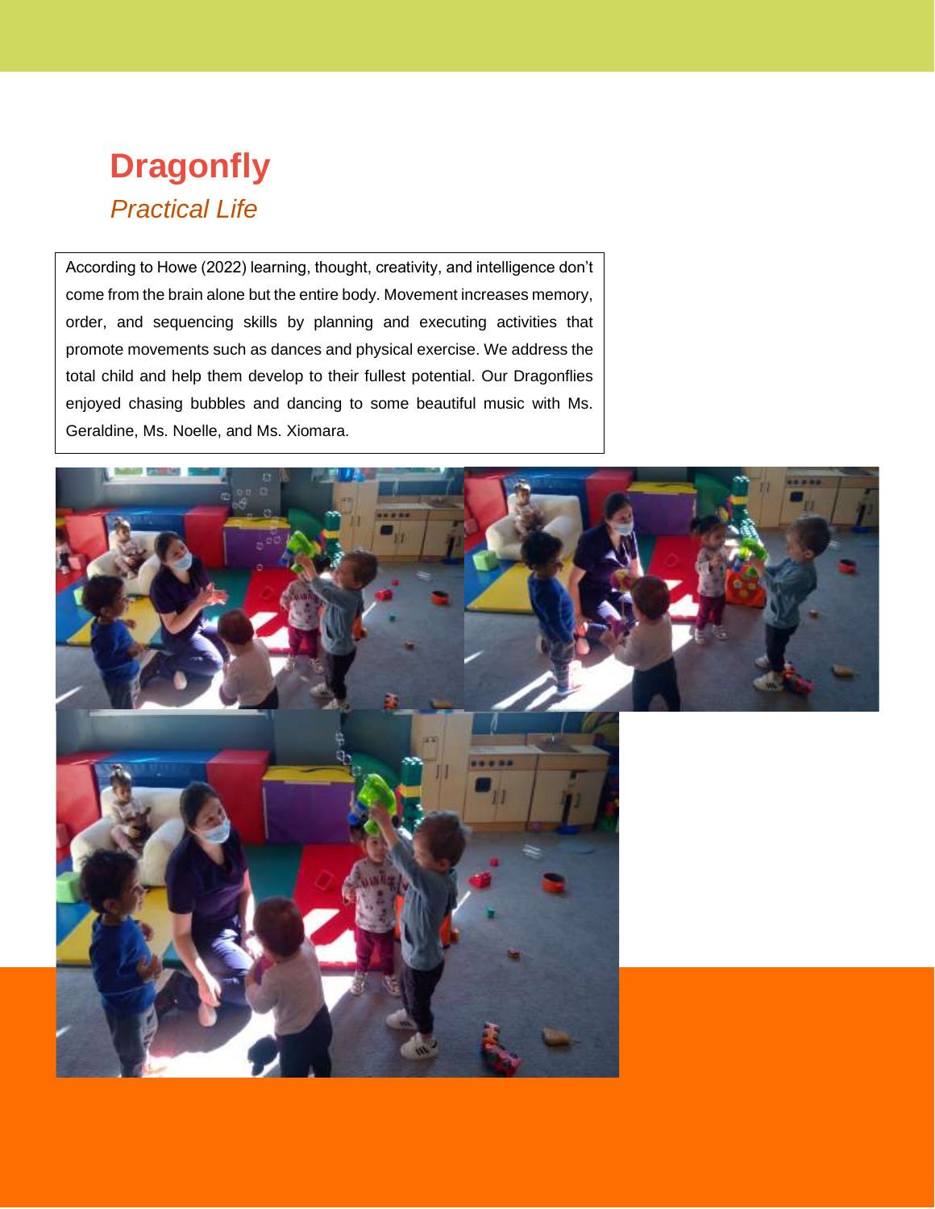# Dragonfly

*Practical Life*

According to Howe (2022) learning, thought, creativity, and intelligence don't come from the brain alone but the entire body. Movement increases memory, order, and sequencing skills by planning and executing activities that promote movements such as dances and physical exercise. We address the total child and help them develop to their fullest potential. Our Dragonflies enjoyed chasing bubbles and dancing to some beautiful music with Ms. Geraldine, Ms. Noelle, and Ms. Xiomara.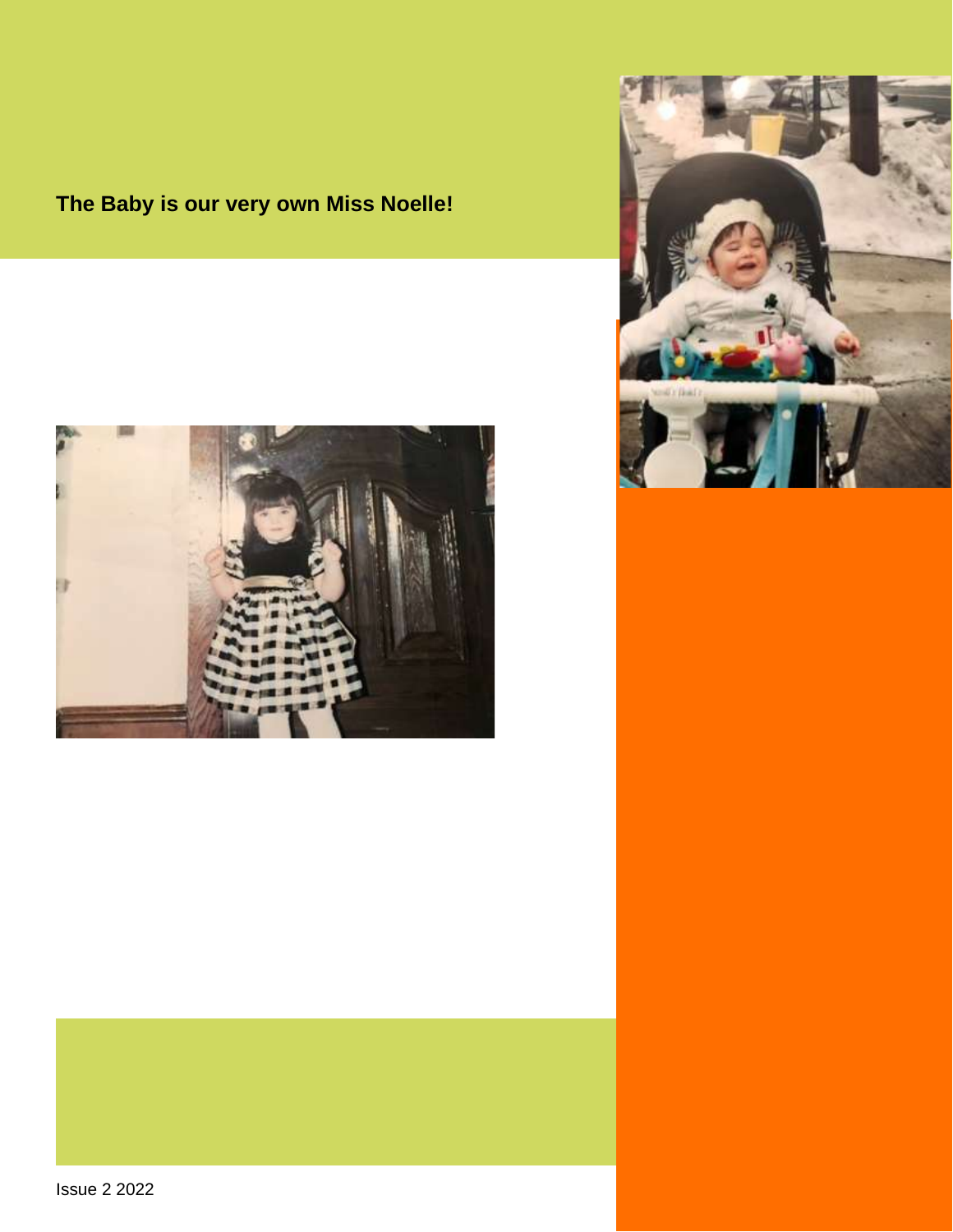**The Baby is our very own Miss Noelle!**